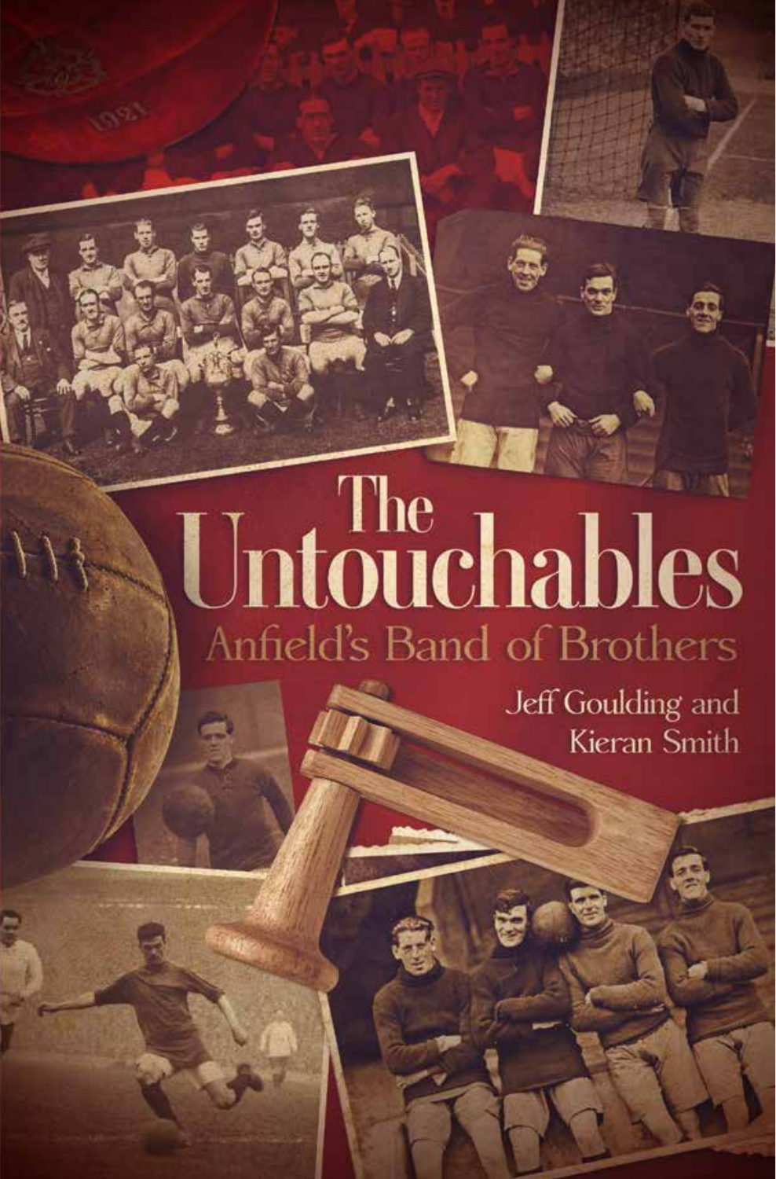# The Untouchables

## Anfield's Band of Brothers

Jeff Goulding and Kieran Smith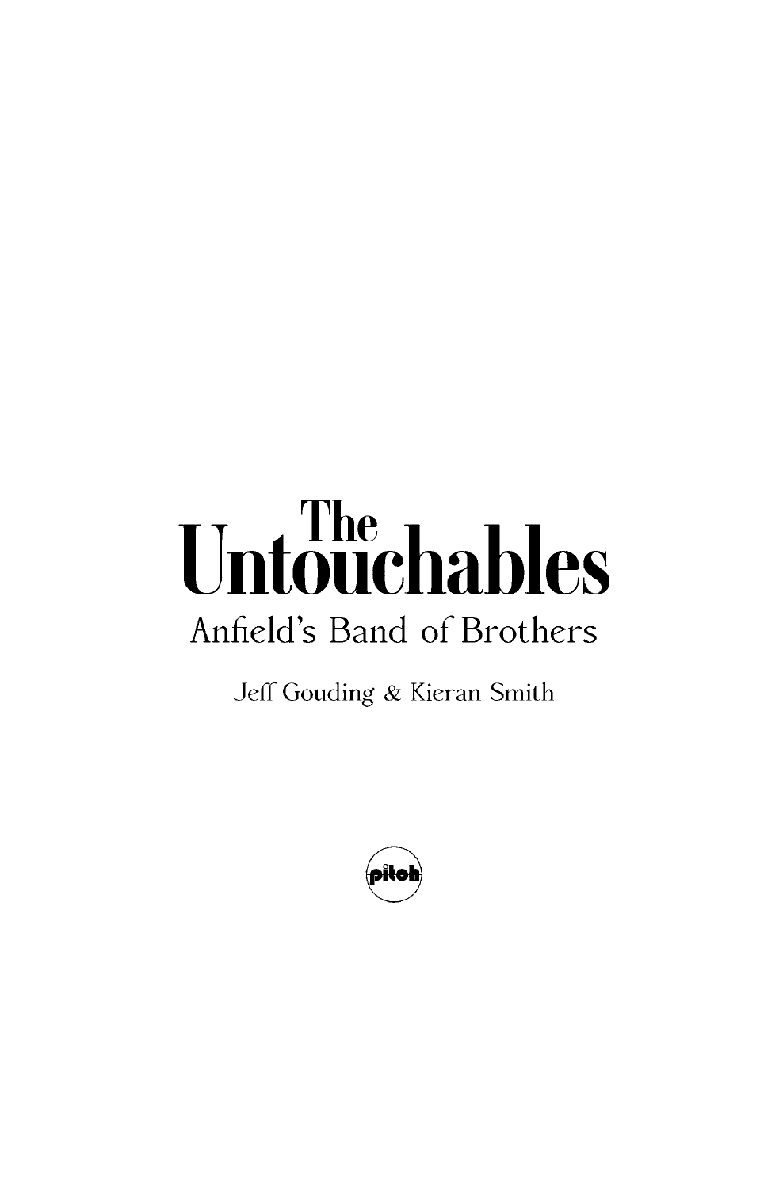# The Untouchables

## Anfield's Band of Brothers

Jeff Gouding & Kieran Smith

pitch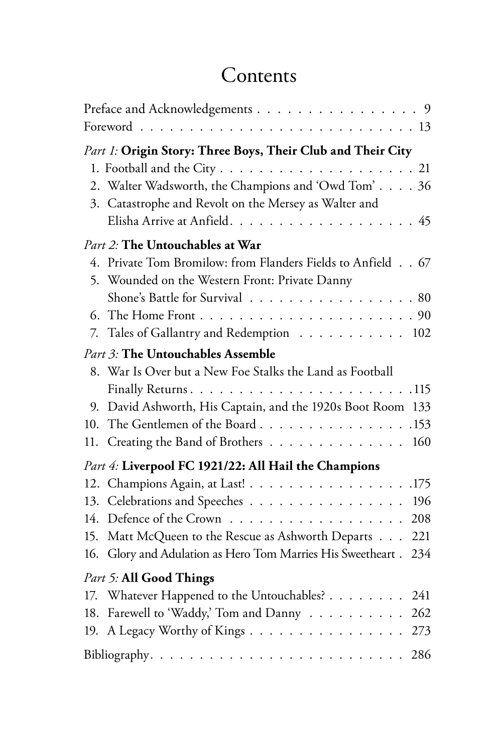# Contents

Preface and Acknowledgements . . . . . . . . . . . . . . . . 9
Foreword . . . . . . . . . . . . . . . . . . . . . . . . . . . 13

*Part 1:* **Origin Story: Three Boys, Their Club and Their City**

1. Football and the City . . . . . . . . . . . . . . . . . . . 21
2. Walter Wadsworth, the Champions and 'Owd Tom' . . . . 36
3. Catastrophe and Revolt on the Mersey as Walter and Elisha Arrive at Anfield . . . . . . . . . . . . . . . . . . 45

*Part 2:* **The Untouchables at War**

4. Private Tom Bromilow: from Flanders Fields to Anfield . . 67
5. Wounded on the Western Front: Private Danny Shone's Battle for Survival . . . . . . . . . . . . . . . . 80
6. The Home Front . . . . . . . . . . . . . . . . . . . . . . 90
7. Tales of Gallantry and Redemption . . . . . . . . . . . 102

*Part 3:* **The Untouchables Assemble**

8. War Is Over but a New Foe Stalks the Land as Football Finally Returns . . . . . . . . . . . . . . . . . . . . . . .115
9. David Ashworth, His Captain, and the 1920s Boot Room 133
10. The Gentlemen of the Board . . . . . . . . . . . . . . .153
11. Creating the Band of Brothers . . . . . . . . . . . . . . 160

*Part 4:* **Liverpool FC 1921/22: All Hail the Champions**

12. Champions Again, at Last! . . . . . . . . . . . . . . . . .175
13. Celebrations and Speeches . . . . . . . . . . . . . . . . 196
14. Defence of the Crown . . . . . . . . . . . . . . . . . . 208
15. Matt McQueen to the Rescue as Ashworth Departs . . . 221
16. Glory and Adulation as Hero Tom Marries His Sweetheart . 234

*Part 5:* **All Good Things**

17. Whatever Happened to the Untouchables? . . . . . . . . 241
18. Farewell to 'Waddy,' Tom and Danny . . . . . . . . . . 262
19. A Legacy Worthy of Kings . . . . . . . . . . . . . . . . 273

Bibliography. . . . . . . . . . . . . . . . . . . . . . . . . 286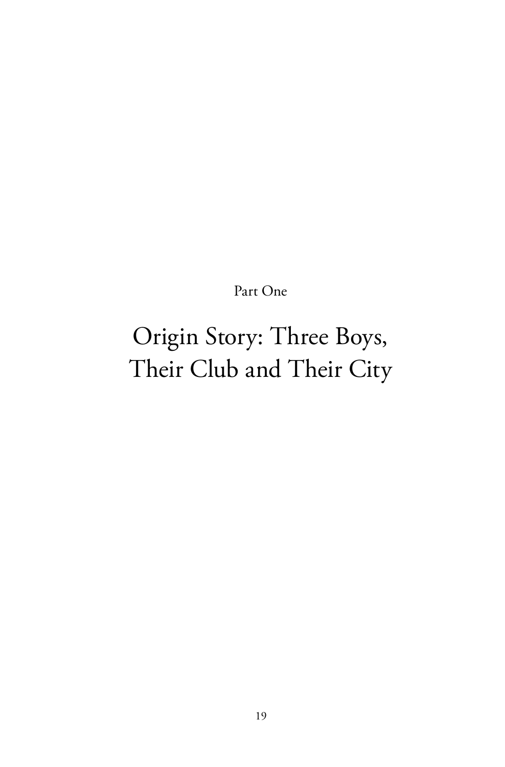Part One

# Origin Story: Three Boys, Their Club and Their City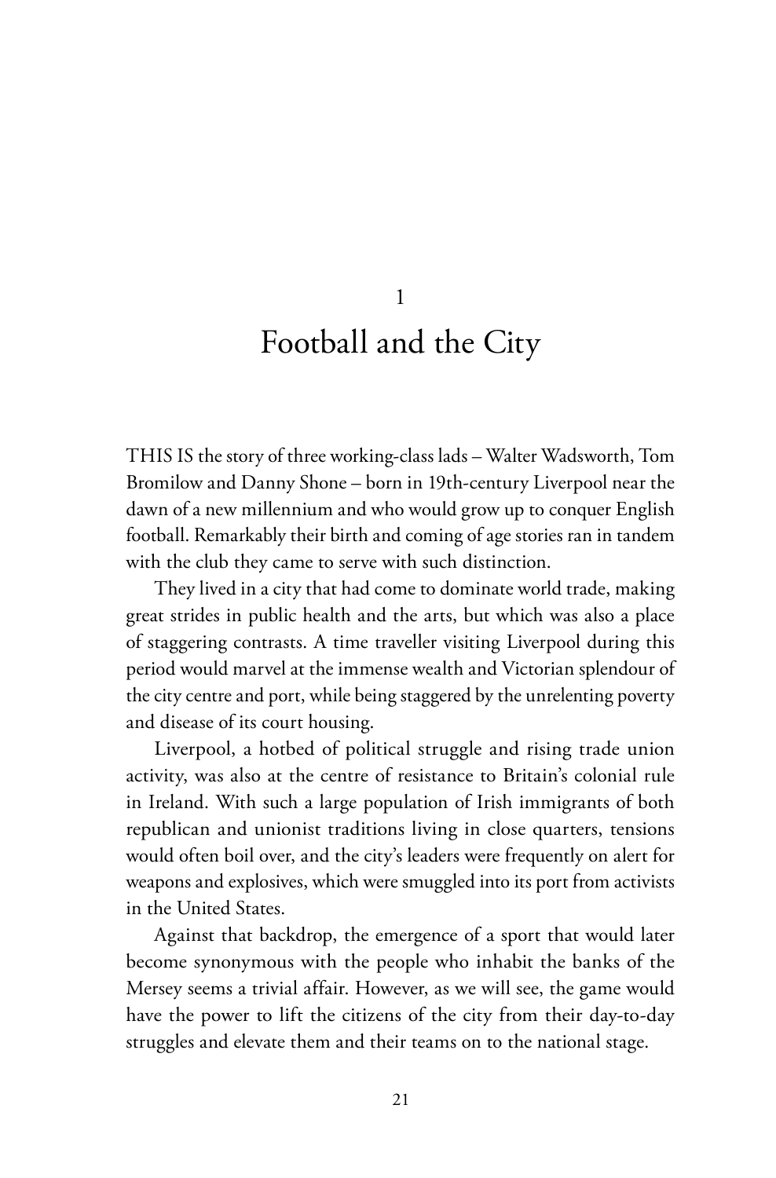# 1

# Football and the City

THIS IS the story of three working-class lads – Walter Wadsworth, Tom Bromilow and Danny Shone – born in 19th-century Liverpool near the dawn of a new millennium and who would grow up to conquer English football. Remarkably their birth and coming of age stories ran in tandem with the club they came to serve with such distinction.

They lived in a city that had come to dominate world trade, making great strides in public health and the arts, but which was also a place of staggering contrasts. A time traveller visiting Liverpool during this period would marvel at the immense wealth and Victorian splendour of the city centre and port, while being staggered by the unrelenting poverty and disease of its court housing.

Liverpool, a hotbed of political struggle and rising trade union activity, was also at the centre of resistance to Britain's colonial rule in Ireland. With such a large population of Irish immigrants of both republican and unionist traditions living in close quarters, tensions would often boil over, and the city's leaders were frequently on alert for weapons and explosives, which were smuggled into its port from activists in the United States.

Against that backdrop, the emergence of a sport that would later become synonymous with the people who inhabit the banks of the Mersey seems a trivial affair. However, as we will see, the game would have the power to lift the citizens of the city from their day-to-day struggles and elevate them and their teams on to the national stage.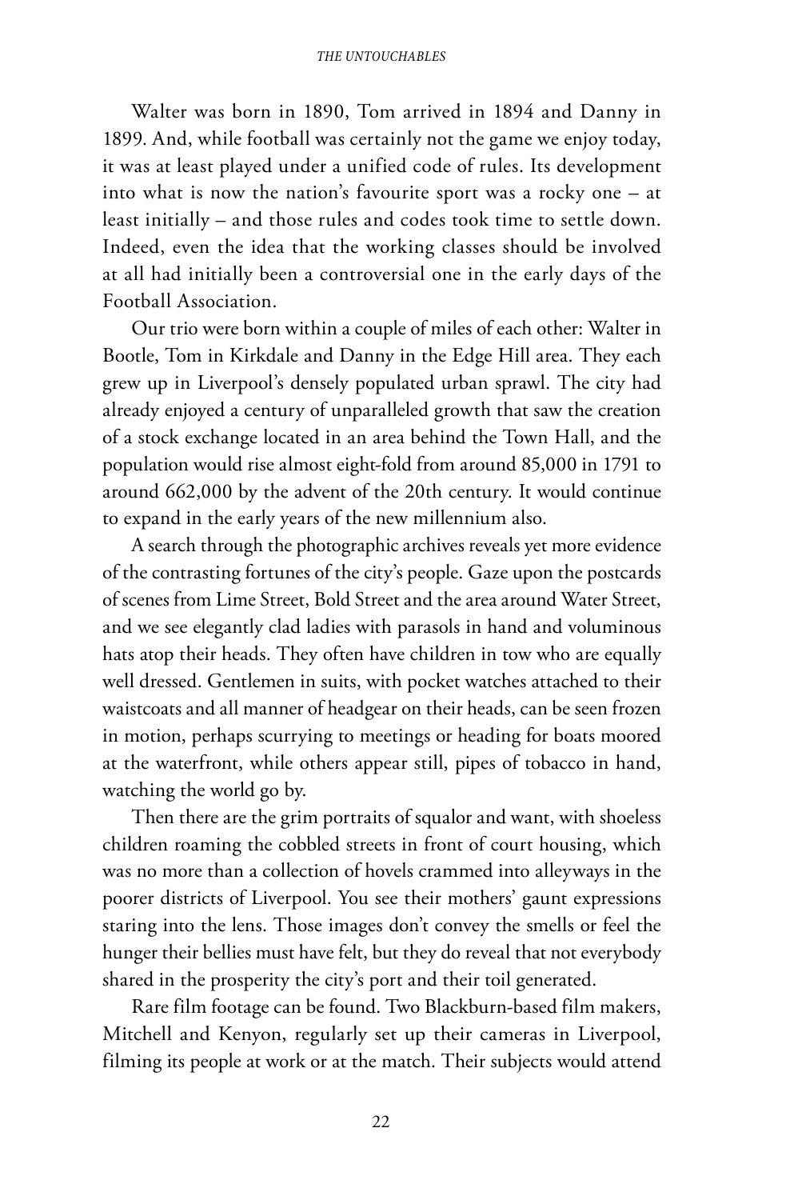Walter was born in 1890, Tom arrived in 1894 and Danny in 1899. And, while football was certainly not the game we enjoy today, it was at least played under a unified code of rules. Its development into what is now the nation's favourite sport was a rocky one – at least initially – and those rules and codes took time to settle down. Indeed, even the idea that the working classes should be involved at all had initially been a controversial one in the early days of the Football Association.

Our trio were born within a couple of miles of each other: Walter in Bootle, Tom in Kirkdale and Danny in the Edge Hill area. They each grew up in Liverpool's densely populated urban sprawl. The city had already enjoyed a century of unparalleled growth that saw the creation of a stock exchange located in an area behind the Town Hall, and the population would rise almost eight-fold from around 85,000 in 1791 to around 662,000 by the advent of the 20th century. It would continue to expand in the early years of the new millennium also.

A search through the photographic archives reveals yet more evidence of the contrasting fortunes of the city's people. Gaze upon the postcards of scenes from Lime Street, Bold Street and the area around Water Street, and we see elegantly clad ladies with parasols in hand and voluminous hats atop their heads. They often have children in tow who are equally well dressed. Gentlemen in suits, with pocket watches attached to their waistcoats and all manner of headgear on their heads, can be seen frozen in motion, perhaps scurrying to meetings or heading for boats moored at the waterfront, while others appear still, pipes of tobacco in hand, watching the world go by.

Then there are the grim portraits of squalor and want, with shoeless children roaming the cobbled streets in front of court housing, which was no more than a collection of hovels crammed into alleyways in the poorer districts of Liverpool. You see their mothers' gaunt expressions staring into the lens. Those images don't convey the smells or feel the hunger their bellies must have felt, but they do reveal that not everybody shared in the prosperity the city's port and their toil generated.

Rare film footage can be found. Two Blackburn-based film makers, Mitchell and Kenyon, regularly set up their cameras in Liverpool, filming its people at work or at the match. Their subjects would attend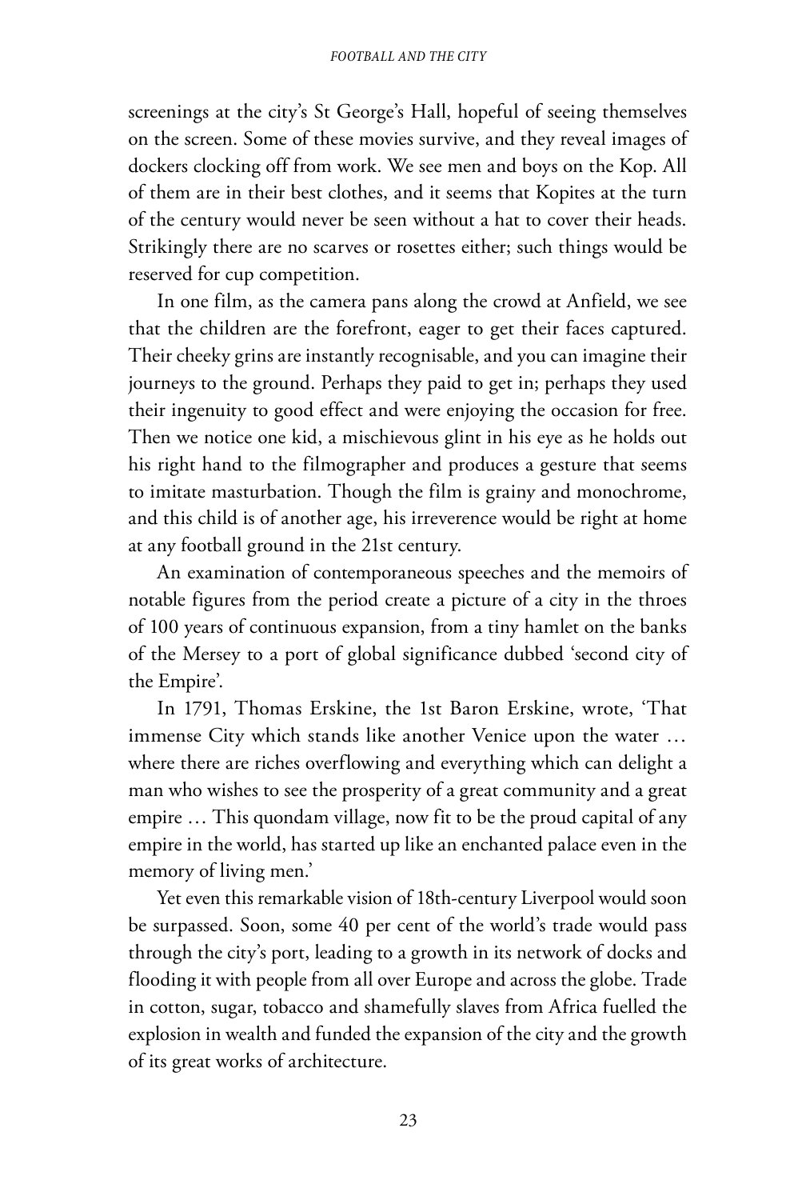screenings at the city's St George's Hall, hopeful of seeing themselves on the screen. Some of these movies survive, and they reveal images of dockers clocking off from work. We see men and boys on the Kop. All of them are in their best clothes, and it seems that Kopites at the turn of the century would never be seen without a hat to cover their heads. Strikingly there are no scarves or rosettes either; such things would be reserved for cup competition.

In one film, as the camera pans along the crowd at Anfield, we see that the children are the forefront, eager to get their faces captured. Their cheeky grins are instantly recognisable, and you can imagine their journeys to the ground. Perhaps they paid to get in; perhaps they used their ingenuity to good effect and were enjoying the occasion for free. Then we notice one kid, a mischievous glint in his eye as he holds out his right hand to the filmographer and produces a gesture that seems to imitate masturbation. Though the film is grainy and monochrome, and this child is of another age, his irreverence would be right at home at any football ground in the 21st century.

An examination of contemporaneous speeches and the memoirs of notable figures from the period create a picture of a city in the throes of 100 years of continuous expansion, from a tiny hamlet on the banks of the Mersey to a port of global significance dubbed 'second city of the Empire'.

In 1791, Thomas Erskine, the 1st Baron Erskine, wrote, 'That immense City which stands like another Venice upon the water … where there are riches overflowing and everything which can delight a man who wishes to see the prosperity of a great community and a great empire … This quondam village, now fit to be the proud capital of any empire in the world, has started up like an enchanted palace even in the memory of living men.'

Yet even this remarkable vision of 18th-century Liverpool would soon be surpassed. Soon, some 40 per cent of the world's trade would pass through the city's port, leading to a growth in its network of docks and flooding it with people from all over Europe and across the globe. Trade in cotton, sugar, tobacco and shamefully slaves from Africa fuelled the explosion in wealth and funded the expansion of the city and the growth of its great works of architecture.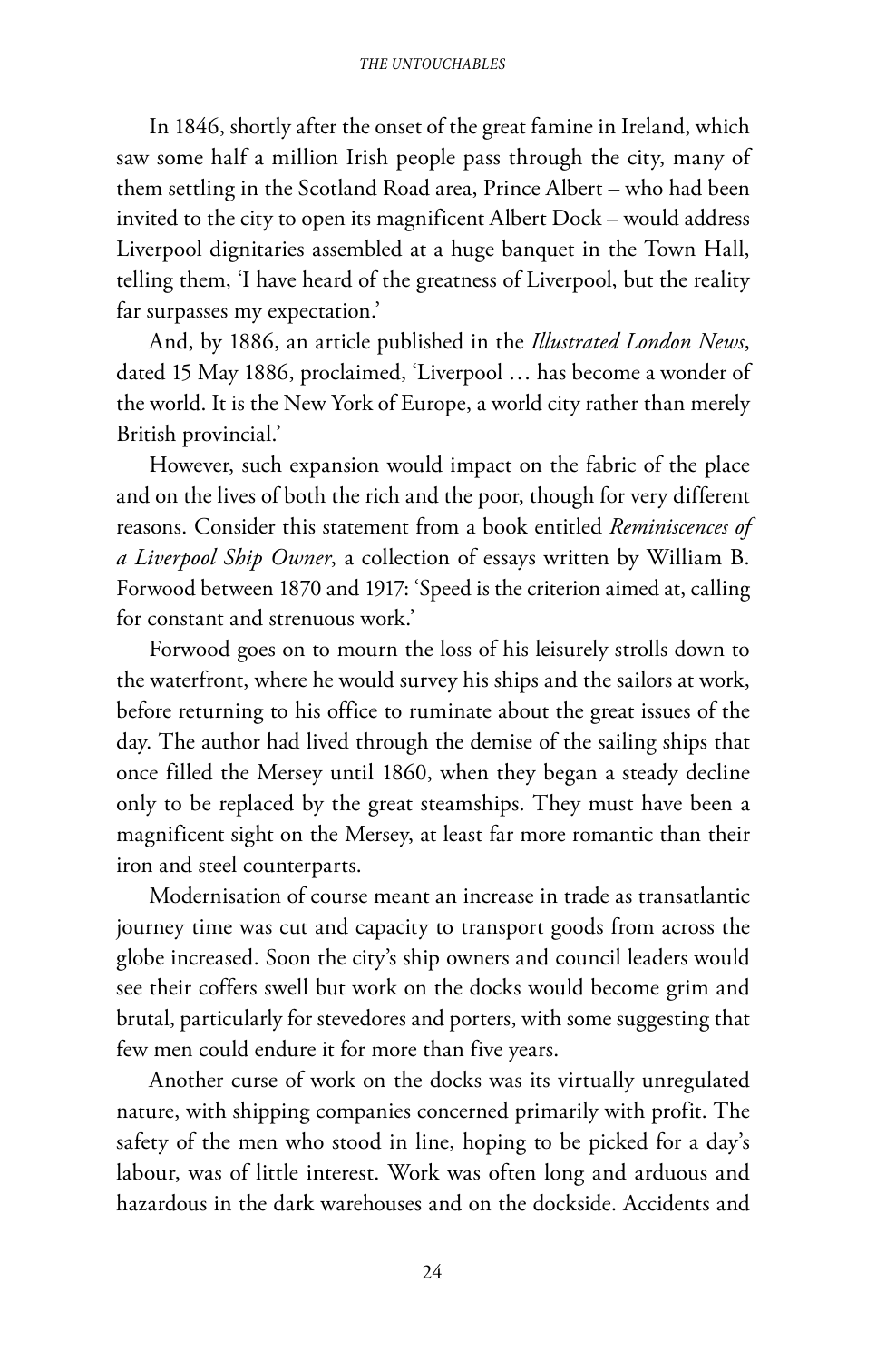In 1846, shortly after the onset of the great famine in Ireland, which saw some half a million Irish people pass through the city, many of them settling in the Scotland Road area, Prince Albert – who had been invited to the city to open its magnificent Albert Dock – would address Liverpool dignitaries assembled at a huge banquet in the Town Hall, telling them, 'I have heard of the greatness of Liverpool, but the reality far surpasses my expectation.'

And, by 1886, an article published in the *Illustrated London News*, dated 15 May 1886, proclaimed, 'Liverpool … has become a wonder of the world. It is the New York of Europe, a world city rather than merely British provincial.'

However, such expansion would impact on the fabric of the place and on the lives of both the rich and the poor, though for very different reasons. Consider this statement from a book entitled *Reminiscences of a Liverpool Ship Owner*, a collection of essays written by William B. Forwood between 1870 and 1917: 'Speed is the criterion aimed at, calling for constant and strenuous work.'

Forwood goes on to mourn the loss of his leisurely strolls down to the waterfront, where he would survey his ships and the sailors at work, before returning to his office to ruminate about the great issues of the day. The author had lived through the demise of the sailing ships that once filled the Mersey until 1860, when they began a steady decline only to be replaced by the great steamships. They must have been a magnificent sight on the Mersey, at least far more romantic than their iron and steel counterparts.

Modernisation of course meant an increase in trade as transatlantic journey time was cut and capacity to transport goods from across the globe increased. Soon the city's ship owners and council leaders would see their coffers swell but work on the docks would become grim and brutal, particularly for stevedores and porters, with some suggesting that few men could endure it for more than five years.

Another curse of work on the docks was its virtually unregulated nature, with shipping companies concerned primarily with profit. The safety of the men who stood in line, hoping to be picked for a day's labour, was of little interest. Work was often long and arduous and hazardous in the dark warehouses and on the dockside. Accidents and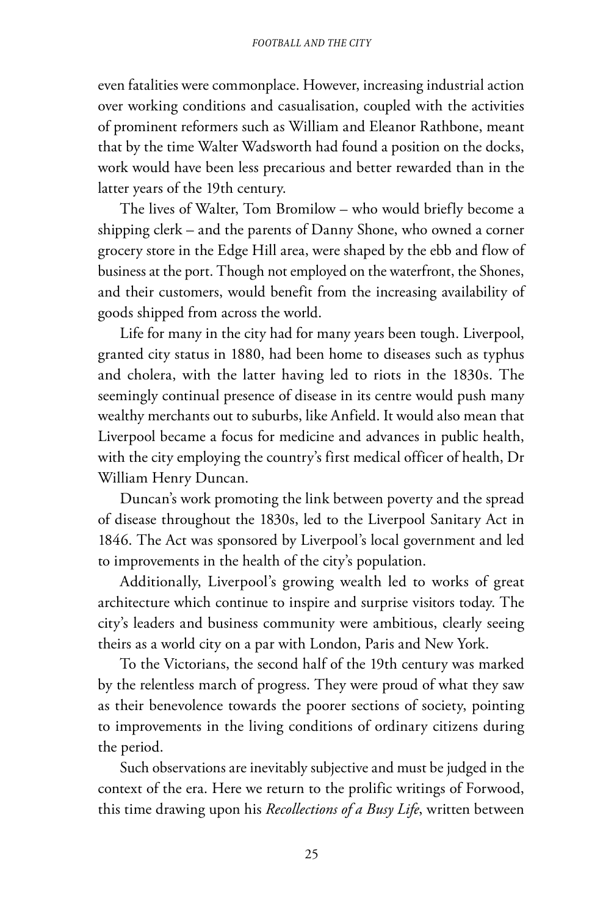even fatalities were commonplace. However, increasing industrial action over working conditions and casualisation, coupled with the activities of prominent reformers such as William and Eleanor Rathbone, meant that by the time Walter Wadsworth had found a position on the docks, work would have been less precarious and better rewarded than in the latter years of the 19th century.

The lives of Walter, Tom Bromilow – who would briefly become a shipping clerk – and the parents of Danny Shone, who owned a corner grocery store in the Edge Hill area, were shaped by the ebb and flow of business at the port. Though not employed on the waterfront, the Shones, and their customers, would benefit from the increasing availability of goods shipped from across the world.

Life for many in the city had for many years been tough. Liverpool, granted city status in 1880, had been home to diseases such as typhus and cholera, with the latter having led to riots in the 1830s. The seemingly continual presence of disease in its centre would push many wealthy merchants out to suburbs, like Anfield. It would also mean that Liverpool became a focus for medicine and advances in public health, with the city employing the country's first medical officer of health, Dr William Henry Duncan.

Duncan's work promoting the link between poverty and the spread of disease throughout the 1830s, led to the Liverpool Sanitary Act in 1846. The Act was sponsored by Liverpool's local government and led to improvements in the health of the city's population.

Additionally, Liverpool's growing wealth led to works of great architecture which continue to inspire and surprise visitors today. The city's leaders and business community were ambitious, clearly seeing theirs as a world city on a par with London, Paris and New York.

To the Victorians, the second half of the 19th century was marked by the relentless march of progress. They were proud of what they saw as their benevolence towards the poorer sections of society, pointing to improvements in the living conditions of ordinary citizens during the period.

Such observations are inevitably subjective and must be judged in the context of the era. Here we return to the prolific writings of Forwood, this time drawing upon his *Recollections of a Busy Life*, written between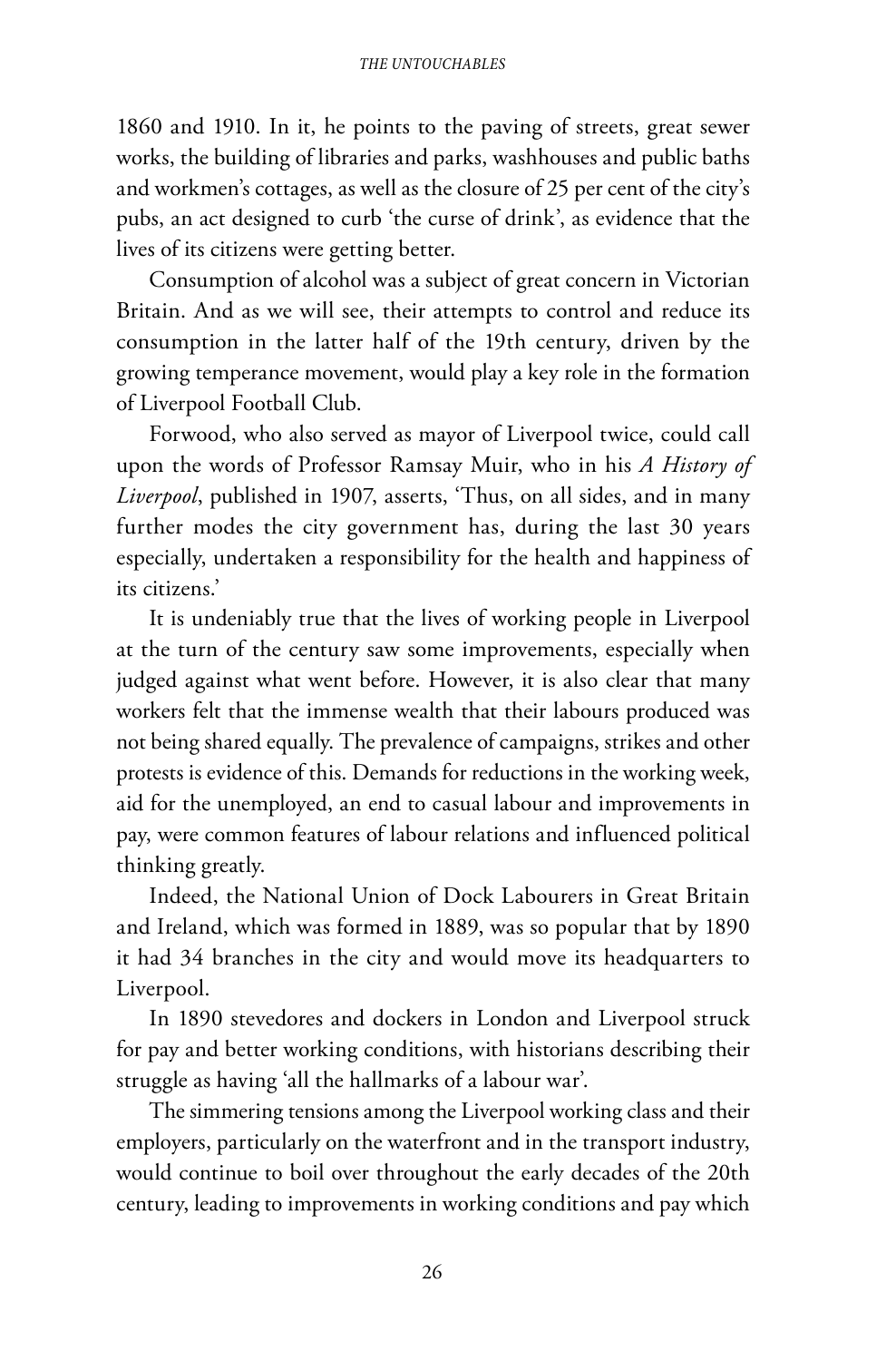1860 and 1910. In it, he points to the paving of streets, great sewer works, the building of libraries and parks, washhouses and public baths and workmen's cottages, as well as the closure of 25 per cent of the city's pubs, an act designed to curb 'the curse of drink', as evidence that the lives of its citizens were getting better.

Consumption of alcohol was a subject of great concern in Victorian Britain. And as we will see, their attempts to control and reduce its consumption in the latter half of the 19th century, driven by the growing temperance movement, would play a key role in the formation of Liverpool Football Club.

Forwood, who also served as mayor of Liverpool twice, could call upon the words of Professor Ramsay Muir, who in his *A History of Liverpool*, published in 1907, asserts, 'Thus, on all sides, and in many further modes the city government has, during the last 30 years especially, undertaken a responsibility for the health and happiness of its citizens.'

It is undeniably true that the lives of working people in Liverpool at the turn of the century saw some improvements, especially when judged against what went before. However, it is also clear that many workers felt that the immense wealth that their labours produced was not being shared equally. The prevalence of campaigns, strikes and other protests is evidence of this. Demands for reductions in the working week, aid for the unemployed, an end to casual labour and improvements in pay, were common features of labour relations and influenced political thinking greatly.

Indeed, the National Union of Dock Labourers in Great Britain and Ireland, which was formed in 1889, was so popular that by 1890 it had 34 branches in the city and would move its headquarters to Liverpool.

In 1890 stevedores and dockers in London and Liverpool struck for pay and better working conditions, with historians describing their struggle as having 'all the hallmarks of a labour war'.

The simmering tensions among the Liverpool working class and their employers, particularly on the waterfront and in the transport industry, would continue to boil over throughout the early decades of the 20th century, leading to improvements in working conditions and pay which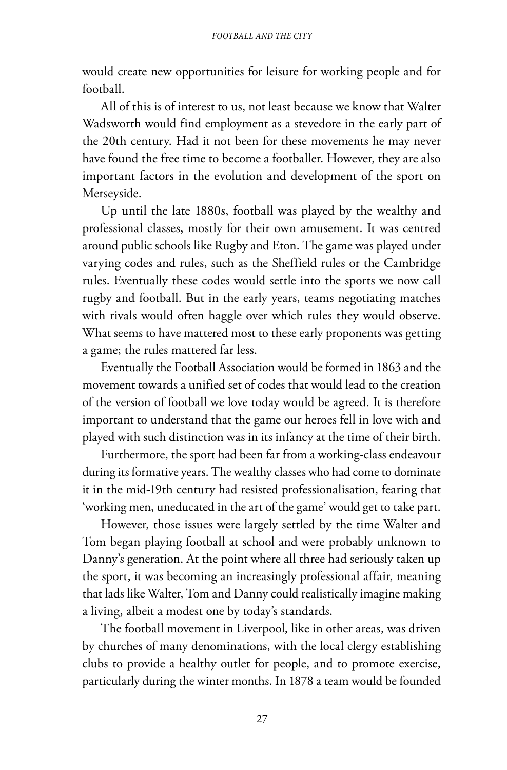would create new opportunities for leisure for working people and for football.

All of this is of interest to us, not least because we know that Walter Wadsworth would find employment as a stevedore in the early part of the 20th century. Had it not been for these movements he may never have found the free time to become a footballer. However, they are also important factors in the evolution and development of the sport on Merseyside.

Up until the late 1880s, football was played by the wealthy and professional classes, mostly for their own amusement. It was centred around public schools like Rugby and Eton. The game was played under varying codes and rules, such as the Sheffield rules or the Cambridge rules. Eventually these codes would settle into the sports we now call rugby and football. But in the early years, teams negotiating matches with rivals would often haggle over which rules they would observe. What seems to have mattered most to these early proponents was getting a game; the rules mattered far less.

Eventually the Football Association would be formed in 1863 and the movement towards a unified set of codes that would lead to the creation of the version of football we love today would be agreed. It is therefore important to understand that the game our heroes fell in love with and played with such distinction was in its infancy at the time of their birth.

Furthermore, the sport had been far from a working-class endeavour during its formative years. The wealthy classes who had come to dominate it in the mid-19th century had resisted professionalisation, fearing that 'working men, uneducated in the art of the game' would get to take part.

However, those issues were largely settled by the time Walter and Tom began playing football at school and were probably unknown to Danny's generation. At the point where all three had seriously taken up the sport, it was becoming an increasingly professional affair, meaning that lads like Walter, Tom and Danny could realistically imagine making a living, albeit a modest one by today's standards.

The football movement in Liverpool, like in other areas, was driven by churches of many denominations, with the local clergy establishing clubs to provide a healthy outlet for people, and to promote exercise, particularly during the winter months. In 1878 a team would be founded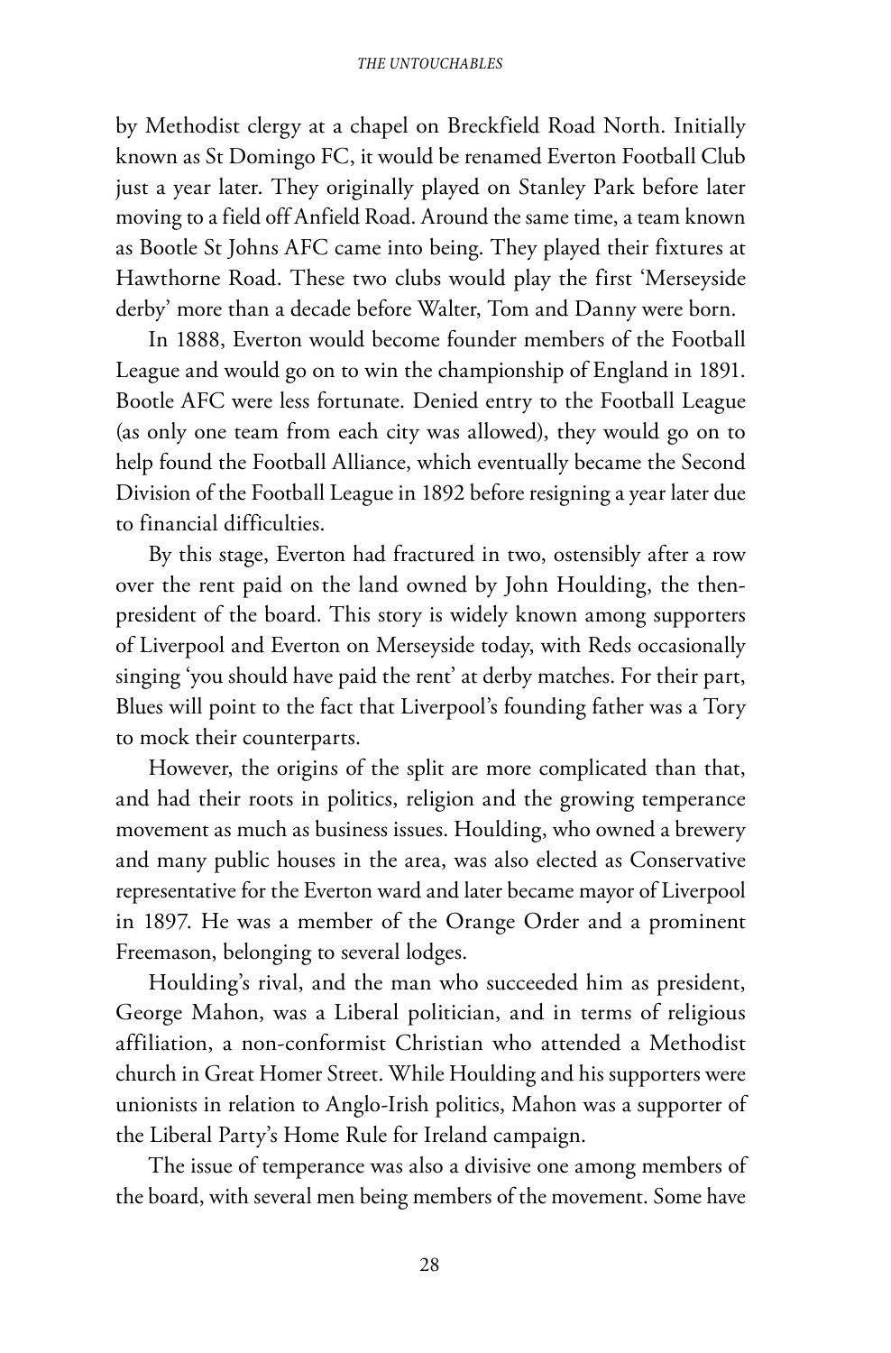by Methodist clergy at a chapel on Breckfield Road North. Initially known as St Domingo FC, it would be renamed Everton Football Club just a year later. They originally played on Stanley Park before later moving to a field off Anfield Road. Around the same time, a team known as Bootle St Johns AFC came into being. They played their fixtures at Hawthorne Road. These two clubs would play the first 'Merseyside derby' more than a decade before Walter, Tom and Danny were born.

In 1888, Everton would become founder members of the Football League and would go on to win the championship of England in 1891. Bootle AFC were less fortunate. Denied entry to the Football League (as only one team from each city was allowed), they would go on to help found the Football Alliance, which eventually became the Second Division of the Football League in 1892 before resigning a year later due to financial difficulties.

By this stage, Everton had fractured in two, ostensibly after a row over the rent paid on the land owned by John Houlding, the then-president of the board. This story is widely known among supporters of Liverpool and Everton on Merseyside today, with Reds occasionally singing 'you should have paid the rent' at derby matches. For their part, Blues will point to the fact that Liverpool's founding father was a Tory to mock their counterparts.

However, the origins of the split are more complicated than that, and had their roots in politics, religion and the growing temperance movement as much as business issues. Houlding, who owned a brewery and many public houses in the area, was also elected as Conservative representative for the Everton ward and later became mayor of Liverpool in 1897. He was a member of the Orange Order and a prominent Freemason, belonging to several lodges.

Houlding's rival, and the man who succeeded him as president, George Mahon, was a Liberal politician, and in terms of religious affiliation, a non-conformist Christian who attended a Methodist church in Great Homer Street. While Houlding and his supporters were unionists in relation to Anglo-Irish politics, Mahon was a supporter of the Liberal Party's Home Rule for Ireland campaign.

The issue of temperance was also a divisive one among members of the board, with several men being members of the movement. Some have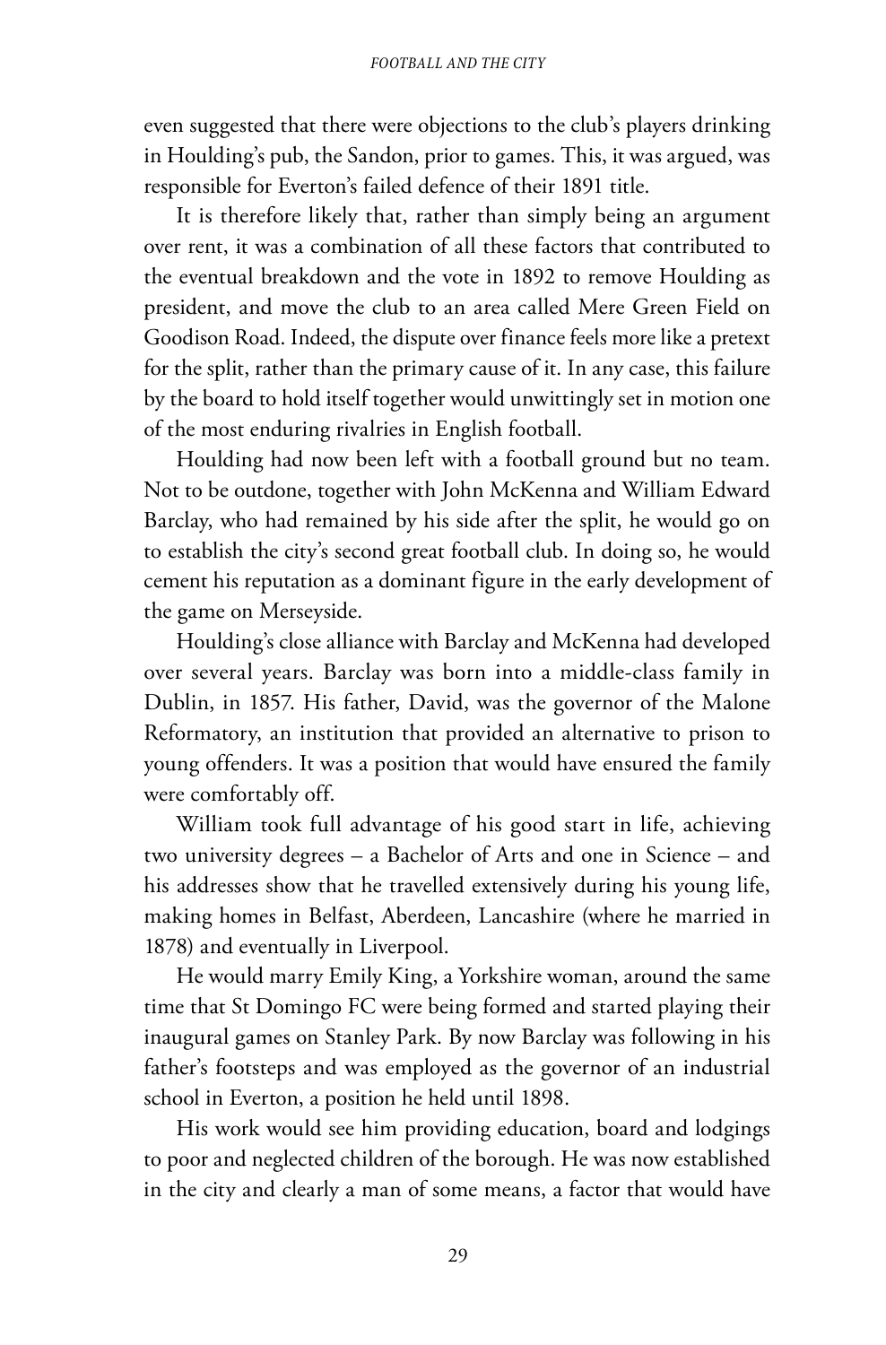even suggested that there were objections to the club's players drinking in Houlding's pub, the Sandon, prior to games. This, it was argued, was responsible for Everton's failed defence of their 1891 title.

It is therefore likely that, rather than simply being an argument over rent, it was a combination of all these factors that contributed to the eventual breakdown and the vote in 1892 to remove Houlding as president, and move the club to an area called Mere Green Field on Goodison Road. Indeed, the dispute over finance feels more like a pretext for the split, rather than the primary cause of it. In any case, this failure by the board to hold itself together would unwittingly set in motion one of the most enduring rivalries in English football.

Houlding had now been left with a football ground but no team. Not to be outdone, together with John McKenna and William Edward Barclay, who had remained by his side after the split, he would go on to establish the city's second great football club. In doing so, he would cement his reputation as a dominant figure in the early development of the game on Merseyside.

Houlding's close alliance with Barclay and McKenna had developed over several years. Barclay was born into a middle-class family in Dublin, in 1857. His father, David, was the governor of the Malone Reformatory, an institution that provided an alternative to prison to young offenders. It was a position that would have ensured the family were comfortably off.

William took full advantage of his good start in life, achieving two university degrees – a Bachelor of Arts and one in Science – and his addresses show that he travelled extensively during his young life, making homes in Belfast, Aberdeen, Lancashire (where he married in 1878) and eventually in Liverpool.

He would marry Emily King, a Yorkshire woman, around the same time that St Domingo FC were being formed and started playing their inaugural games on Stanley Park. By now Barclay was following in his father's footsteps and was employed as the governor of an industrial school in Everton, a position he held until 1898.

His work would see him providing education, board and lodgings to poor and neglected children of the borough. He was now established in the city and clearly a man of some means, a factor that would have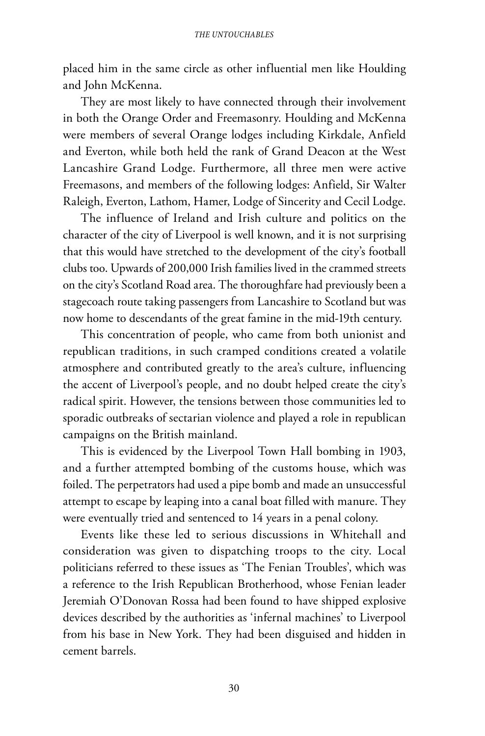placed him in the same circle as other influential men like Houlding and John McKenna.

They are most likely to have connected through their involvement in both the Orange Order and Freemasonry. Houlding and McKenna were members of several Orange lodges including Kirkdale, Anfield and Everton, while both held the rank of Grand Deacon at the West Lancashire Grand Lodge. Furthermore, all three men were active Freemasons, and members of the following lodges: Anfield, Sir Walter Raleigh, Everton, Lathom, Hamer, Lodge of Sincerity and Cecil Lodge.

The influence of Ireland and Irish culture and politics on the character of the city of Liverpool is well known, and it is not surprising that this would have stretched to the development of the city's football clubs too. Upwards of 200,000 Irish families lived in the crammed streets on the city's Scotland Road area. The thoroughfare had previously been a stagecoach route taking passengers from Lancashire to Scotland but was now home to descendants of the great famine in the mid-19th century.

This concentration of people, who came from both unionist and republican traditions, in such cramped conditions created a volatile atmosphere and contributed greatly to the area's culture, influencing the accent of Liverpool's people, and no doubt helped create the city's radical spirit. However, the tensions between those communities led to sporadic outbreaks of sectarian violence and played a role in republican campaigns on the British mainland.

This is evidenced by the Liverpool Town Hall bombing in 1903, and a further attempted bombing of the customs house, which was foiled. The perpetrators had used a pipe bomb and made an unsuccessful attempt to escape by leaping into a canal boat filled with manure. They were eventually tried and sentenced to 14 years in a penal colony.

Events like these led to serious discussions in Whitehall and consideration was given to dispatching troops to the city. Local politicians referred to these issues as 'The Fenian Troubles', which was a reference to the Irish Republican Brotherhood, whose Fenian leader Jeremiah O'Donovan Rossa had been found to have shipped explosive devices described by the authorities as 'infernal machines' to Liverpool from his base in New York. They had been disguised and hidden in cement barrels.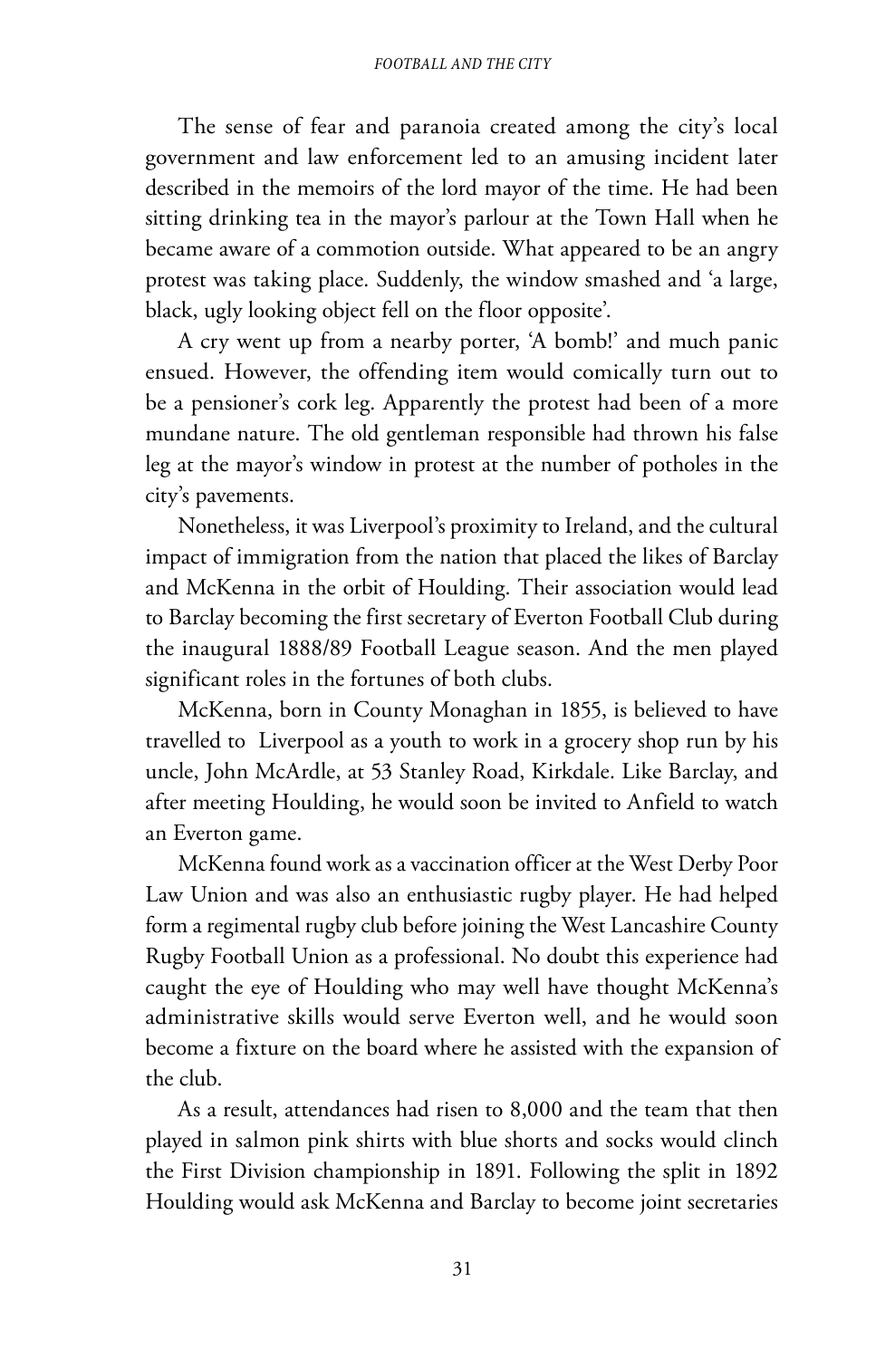The sense of fear and paranoia created among the city's local government and law enforcement led to an amusing incident later described in the memoirs of the lord mayor of the time. He had been sitting drinking tea in the mayor's parlour at the Town Hall when he became aware of a commotion outside. What appeared to be an angry protest was taking place. Suddenly, the window smashed and 'a large, black, ugly looking object fell on the floor opposite'.

A cry went up from a nearby porter, 'A bomb!' and much panic ensued. However, the offending item would comically turn out to be a pensioner's cork leg. Apparently the protest had been of a more mundane nature. The old gentleman responsible had thrown his false leg at the mayor's window in protest at the number of potholes in the city's pavements.

Nonetheless, it was Liverpool's proximity to Ireland, and the cultural impact of immigration from the nation that placed the likes of Barclay and McKenna in the orbit of Houlding. Their association would lead to Barclay becoming the first secretary of Everton Football Club during the inaugural 1888/89 Football League season. And the men played significant roles in the fortunes of both clubs.

McKenna, born in County Monaghan in 1855, is believed to have travelled to Liverpool as a youth to work in a grocery shop run by his uncle, John McArdle, at 53 Stanley Road, Kirkdale. Like Barclay, and after meeting Houlding, he would soon be invited to Anfield to watch an Everton game.

McKenna found work as a vaccination officer at the West Derby Poor Law Union and was also an enthusiastic rugby player. He had helped form a regimental rugby club before joining the West Lancashire County Rugby Football Union as a professional. No doubt this experience had caught the eye of Houlding who may well have thought McKenna's administrative skills would serve Everton well, and he would soon become a fixture on the board where he assisted with the expansion of the club.

As a result, attendances had risen to 8,000 and the team that then played in salmon pink shirts with blue shorts and socks would clinch the First Division championship in 1891. Following the split in 1892 Houlding would ask McKenna and Barclay to become joint secretaries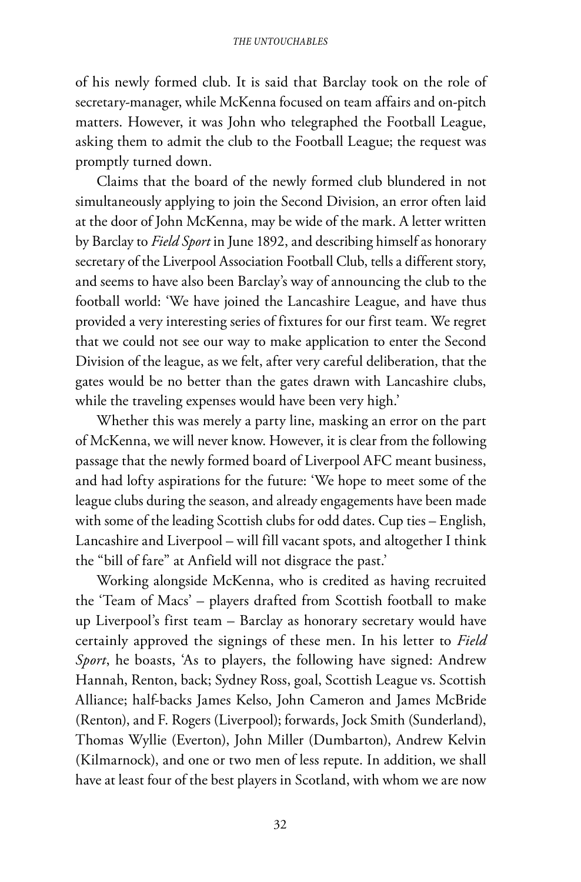of his newly formed club. It is said that Barclay took on the role of secretary-manager, while McKenna focused on team affairs and on-pitch matters. However, it was John who telegraphed the Football League, asking them to admit the club to the Football League; the request was promptly turned down.

Claims that the board of the newly formed club blundered in not simultaneously applying to join the Second Division, an error often laid at the door of John McKenna, may be wide of the mark. A letter written by Barclay to *Field Sport* in June 1892, and describing himself as honorary secretary of the Liverpool Association Football Club, tells a different story, and seems to have also been Barclay's way of announcing the club to the football world: 'We have joined the Lancashire League, and have thus provided a very interesting series of fixtures for our first team. We regret that we could not see our way to make application to enter the Second Division of the league, as we felt, after very careful deliberation, that the gates would be no better than the gates drawn with Lancashire clubs, while the traveling expenses would have been very high.'

Whether this was merely a party line, masking an error on the part of McKenna, we will never know. However, it is clear from the following passage that the newly formed board of Liverpool AFC meant business, and had lofty aspirations for the future: 'We hope to meet some of the league clubs during the season, and already engagements have been made with some of the leading Scottish clubs for odd dates. Cup ties – English, Lancashire and Liverpool – will fill vacant spots, and altogether I think the "bill of fare" at Anfield will not disgrace the past.'

Working alongside McKenna, who is credited as having recruited the 'Team of Macs' – players drafted from Scottish football to make up Liverpool's first team – Barclay as honorary secretary would have certainly approved the signings of these men. In his letter to *Field Sport*, he boasts, 'As to players, the following have signed: Andrew Hannah, Renton, back; Sydney Ross, goal, Scottish League vs. Scottish Alliance; half-backs James Kelso, John Cameron and James McBride (Renton), and F. Rogers (Liverpool); forwards, Jock Smith (Sunderland), Thomas Wyllie (Everton), John Miller (Dumbarton), Andrew Kelvin (Kilmarnock), and one or two men of less repute. In addition, we shall have at least four of the best players in Scotland, with whom we are now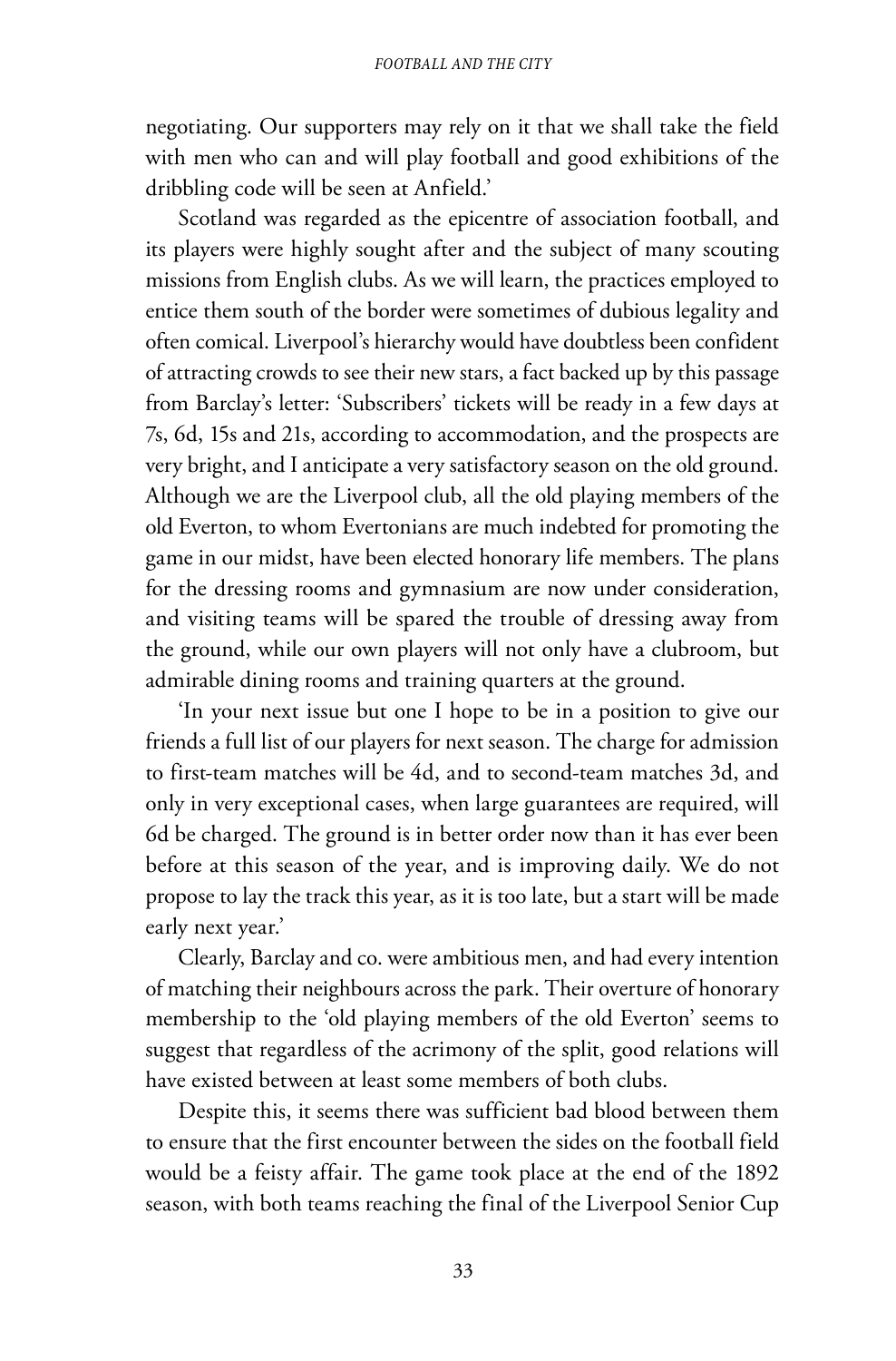negotiating. Our supporters may rely on it that we shall take the field with men who can and will play football and good exhibitions of the dribbling code will be seen at Anfield.'

Scotland was regarded as the epicentre of association football, and its players were highly sought after and the subject of many scouting missions from English clubs. As we will learn, the practices employed to entice them south of the border were sometimes of dubious legality and often comical. Liverpool's hierarchy would have doubtless been confident of attracting crowds to see their new stars, a fact backed up by this passage from Barclay's letter: 'Subscribers' tickets will be ready in a few days at 7s, 6d, 15s and 21s, according to accommodation, and the prospects are very bright, and I anticipate a very satisfactory season on the old ground. Although we are the Liverpool club, all the old playing members of the old Everton, to whom Evertonians are much indebted for promoting the game in our midst, have been elected honorary life members. The plans for the dressing rooms and gymnasium are now under consideration, and visiting teams will be spared the trouble of dressing away from the ground, while our own players will not only have a clubroom, but admirable dining rooms and training quarters at the ground.

'In your next issue but one I hope to be in a position to give our friends a full list of our players for next season. The charge for admission to first-team matches will be 4d, and to second-team matches 3d, and only in very exceptional cases, when large guarantees are required, will 6d be charged. The ground is in better order now than it has ever been before at this season of the year, and is improving daily. We do not propose to lay the track this year, as it is too late, but a start will be made early next year.'

Clearly, Barclay and co. were ambitious men, and had every intention of matching their neighbours across the park. Their overture of honorary membership to the 'old playing members of the old Everton' seems to suggest that regardless of the acrimony of the split, good relations will have existed between at least some members of both clubs.

Despite this, it seems there was sufficient bad blood between them to ensure that the first encounter between the sides on the football field would be a feisty affair. The game took place at the end of the 1892 season, with both teams reaching the final of the Liverpool Senior Cup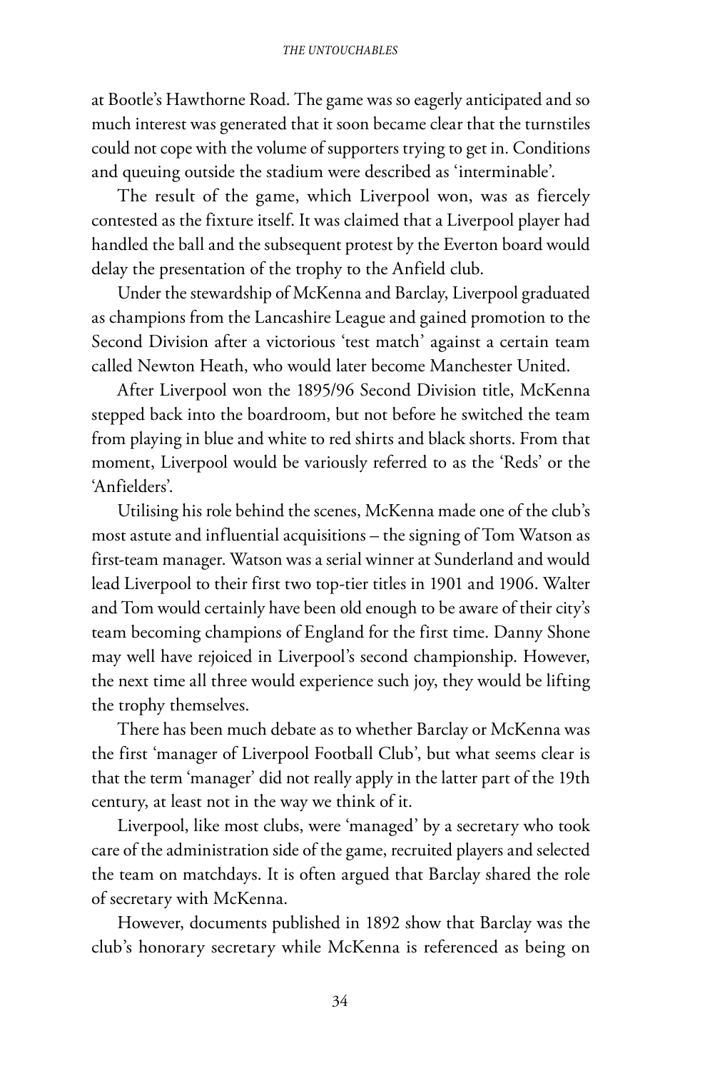at Bootle's Hawthorne Road. The game was so eagerly anticipated and so much interest was generated that it soon became clear that the turnstiles could not cope with the volume of supporters trying to get in. Conditions and queuing outside the stadium were described as 'interminable'.

The result of the game, which Liverpool won, was as fiercely contested as the fixture itself. It was claimed that a Liverpool player had handled the ball and the subsequent protest by the Everton board would delay the presentation of the trophy to the Anfield club.

Under the stewardship of McKenna and Barclay, Liverpool graduated as champions from the Lancashire League and gained promotion to the Second Division after a victorious 'test match' against a certain team called Newton Heath, who would later become Manchester United.

After Liverpool won the 1895/96 Second Division title, McKenna stepped back into the boardroom, but not before he switched the team from playing in blue and white to red shirts and black shorts. From that moment, Liverpool would be variously referred to as the 'Reds' or the 'Anfielders'.

Utilising his role behind the scenes, McKenna made one of the club's most astute and influential acquisitions – the signing of Tom Watson as first-team manager. Watson was a serial winner at Sunderland and would lead Liverpool to their first two top-tier titles in 1901 and 1906. Walter and Tom would certainly have been old enough to be aware of their city's team becoming champions of England for the first time. Danny Shone may well have rejoiced in Liverpool's second championship. However, the next time all three would experience such joy, they would be lifting the trophy themselves.

There has been much debate as to whether Barclay or McKenna was the first 'manager of Liverpool Football Club', but what seems clear is that the term 'manager' did not really apply in the latter part of the 19th century, at least not in the way we think of it.

Liverpool, like most clubs, were 'managed' by a secretary who took care of the administration side of the game, recruited players and selected the team on matchdays. It is often argued that Barclay shared the role of secretary with McKenna.

However, documents published in 1892 show that Barclay was the club's honorary secretary while McKenna is referenced as being on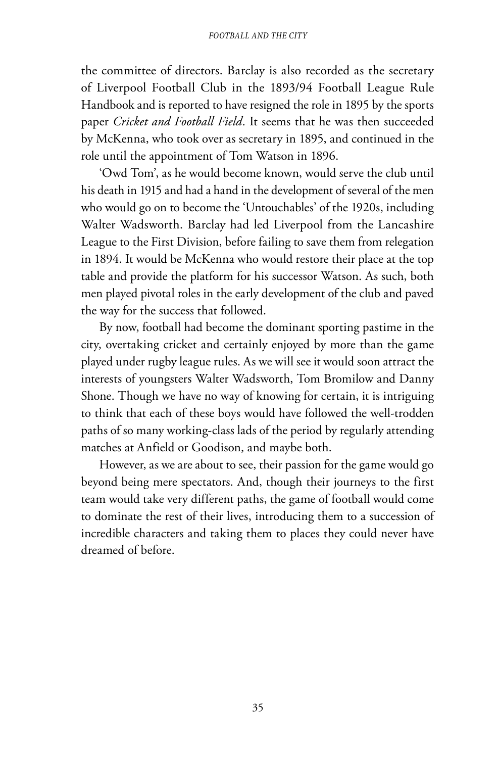the committee of directors. Barclay is also recorded as the secretary of Liverpool Football Club in the 1893/94 Football League Rule Handbook and is reported to have resigned the role in 1895 by the sports paper *Cricket and Football Field*. It seems that he was then succeeded by McKenna, who took over as secretary in 1895, and continued in the role until the appointment of Tom Watson in 1896.

'Owd Tom', as he would become known, would serve the club until his death in 1915 and had a hand in the development of several of the men who would go on to become the 'Untouchables' of the 1920s, including Walter Wadsworth. Barclay had led Liverpool from the Lancashire League to the First Division, before failing to save them from relegation in 1894. It would be McKenna who would restore their place at the top table and provide the platform for his successor Watson. As such, both men played pivotal roles in the early development of the club and paved the way for the success that followed.

By now, football had become the dominant sporting pastime in the city, overtaking cricket and certainly enjoyed by more than the game played under rugby league rules. As we will see it would soon attract the interests of youngsters Walter Wadsworth, Tom Bromilow and Danny Shone. Though we have no way of knowing for certain, it is intriguing to think that each of these boys would have followed the well-trodden paths of so many working-class lads of the period by regularly attending matches at Anfield or Goodison, and maybe both.

However, as we are about to see, their passion for the game would go beyond being mere spectators. And, though their journeys to the first team would take very different paths, the game of football would come to dominate the rest of their lives, introducing them to a succession of incredible characters and taking them to places they could never have dreamed of before.